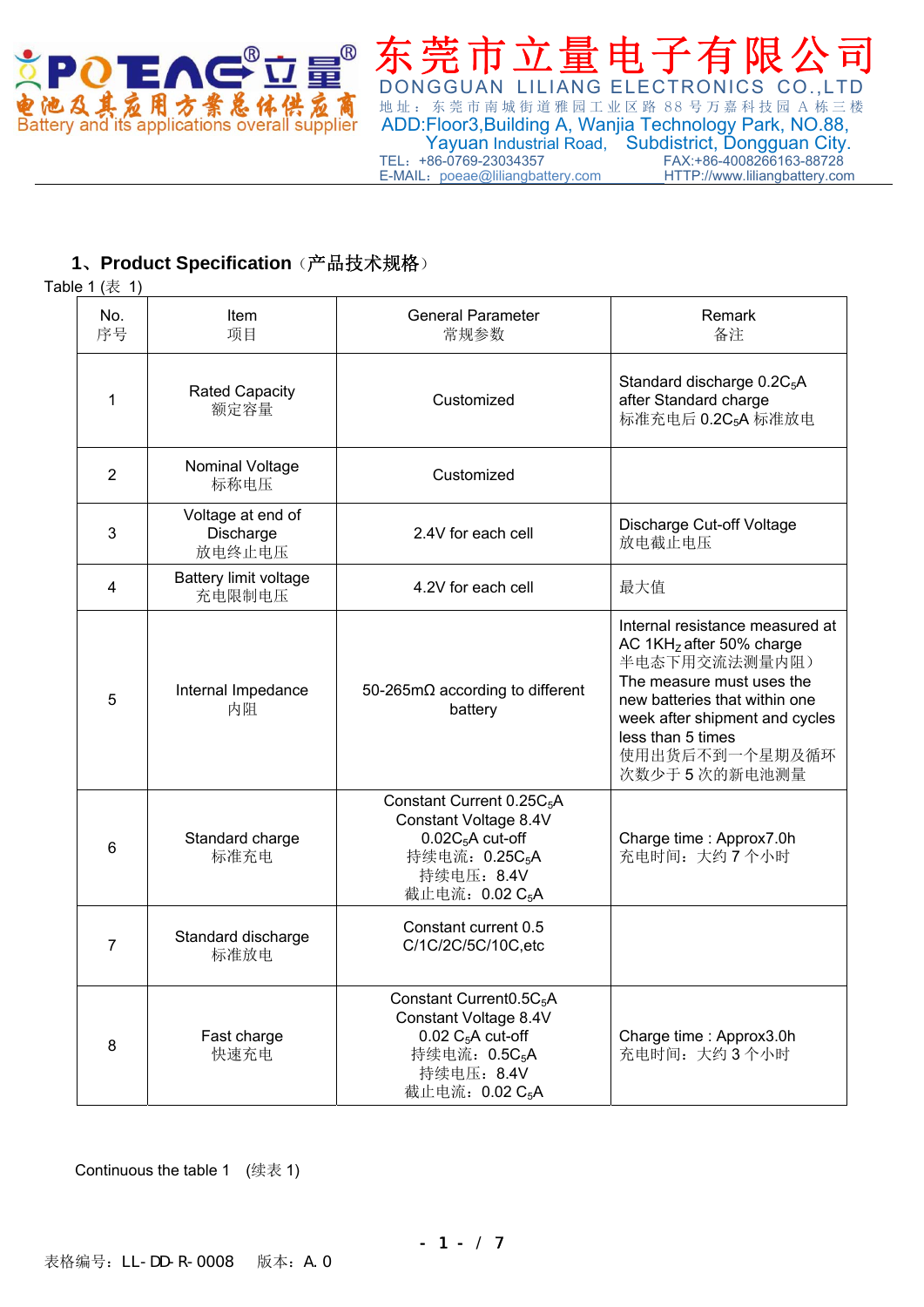POTENAG®立量®
电池及其应用方案总体供应商
Battery and its applications overall supplier

# 东莞市立量电子有限公司

DONGGUAN LILIANG ELECTRONICS CO.,LTD

地址：东莞市南城街道雅园工业区路88号万嘉科技园A栋三楼

ADD:Floor3,Building A, Wanjia Technology Park, NO.88, Yayuan Industrial Road, Subdistrict, Dongguan City.

TEL：+86-0769-23034357　FAX:+86-4008266163-88728

E-MAIL：poeae@liliangbattery.com　HTTP://www.liliangbattery.com

## 1、Product Specification（产品技术规格）

Table 1 (表 1)

| No.<br>序号 | Item<br>项目 | General Parameter<br>常规参数 | Remark<br>备注 |
|---|---|---|---|
| 1 | Rated Capacity<br>额定容量 | Customized | Standard discharge 0.2$C_5$A after Standard charge<br>标准充电后 0.2$C_5$A 标准放电 |
| 2 | Nominal Voltage<br>标称电压 | Customized | |
| 3 | Voltage at end of Discharge<br>放电终止电压 | 2.4V for each cell | Discharge Cut-off Voltage<br>放电截止电压 |
| 4 | Battery limit voltage<br>充电限制电压 | 4.2V for each cell | 最大值 |
| 5 | Internal Impedance<br>内阻 | 50-265mΩ according to different battery | Internal resistance measured at AC 1$KH_Z$ after 50% charge<br>半电态下用交流法测量内阻）<br>The measure must uses the new batteries that within one week after shipment and cycles less than 5 times<br>使用出货后不到一个星期及循环次数少于 5 次的新电池测量 |
| 6 | Standard charge<br>标准充电 | Constant Current 0.25$C_5$A<br>Constant Voltage 8.4V<br>0.02$C_5$A cut-off<br>持续电流：0.25$C_5$A<br>持续电压：8.4V<br>截止电流：0.02 $C_5$A | Charge time : Approx7.0h<br>充电时间：大约 7 个小时 |
| 7 | Standard discharge<br>标准放电 | Constant current 0.5 C/1C/2C/5C/10C,etc | |
| 8 | Fast charge<br>快速充电 | Constant Current0.5$C_5$A<br>Constant Voltage 8.4V<br>0.02 $C_5$A cut-off<br>持续电流：0.5$C_5$A<br>持续电压：8.4V<br>截止电流：0.02 $C_5$A | Charge time : Approx3.0h<br>充电时间：大约 3 个小时 |

Continuous the table 1 （续表 1)

表格编号：LL-DD-R-0008　版本：A.0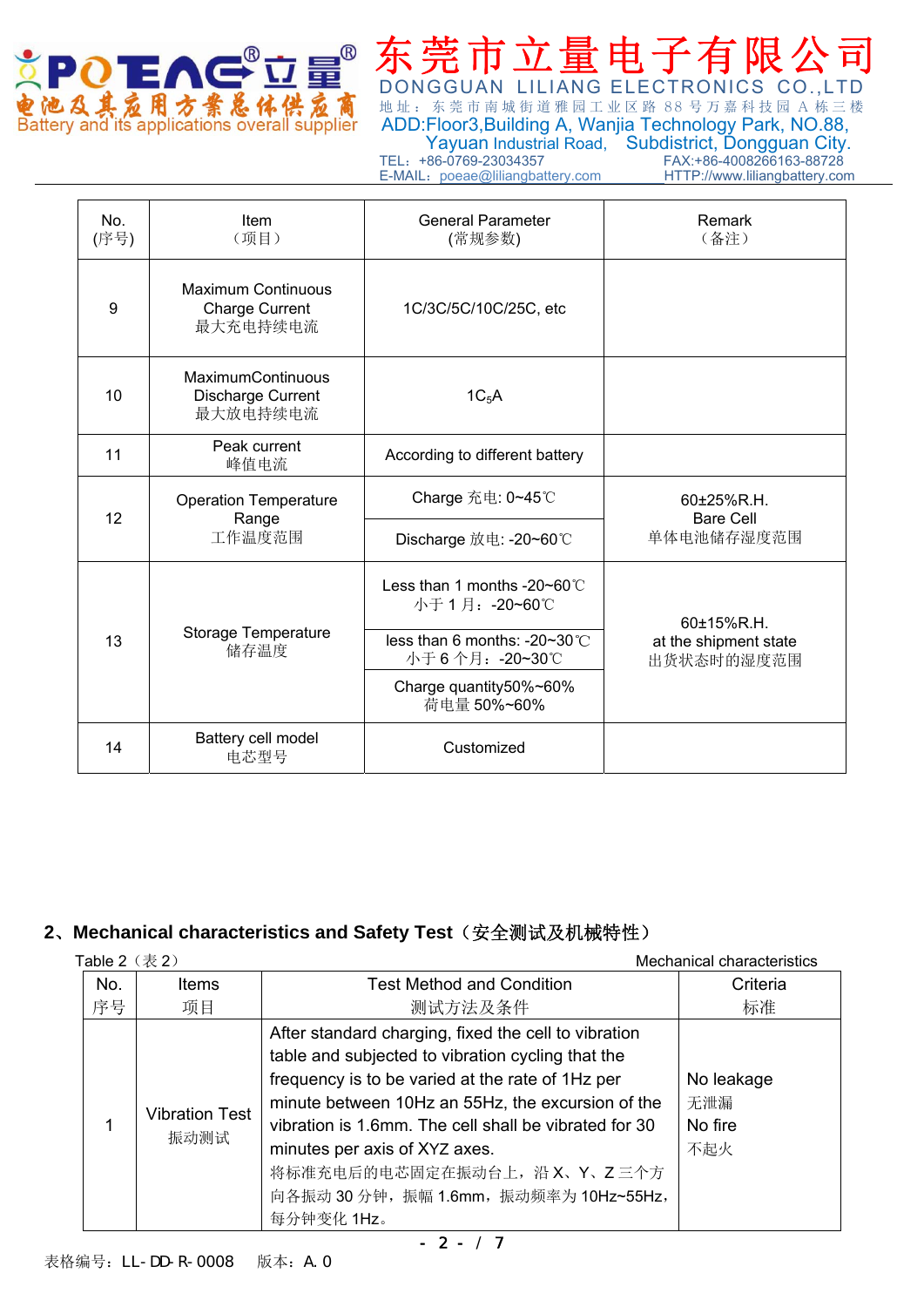| No.<br>(序号) | Item<br>（项目） | General Parameter<br>(常规参数) | Remark<br>（备注） |
|---|---|---|---|
| 9 | Maximum Continuous Charge Current<br>最大充电持续电流 | 1C/3C/5C/10C/25C, etc | |
| 10 | MaximumContinuous Discharge Current<br>最大放电持续电流 | $1C_5A$ | |
| 11 | Peak current<br>峰值电流 | According to different battery | |
| 12 | Operation Temperature Range<br>工作温度范围 | Charge 充电: 0~45℃ | 60±25%R.H.<br>Bare Cell<br>单体电池储存湿度范围 |
| | | Discharge 放电: -20~60℃ | |
| 13 | Storage Temperature<br>储存温度 | Less than 1 months -20~60℃<br>小于 1 月：-20~60℃ | 60±15%R.H.<br>at the shipment state<br>出货状态时的湿度范围 |
| | | less than 6 months: -20~30℃<br>小于 6 个月：-20~30℃ | |
| | | Charge quantity50%~60%<br>荷电量 50%~60% | |
| 14 | Battery cell model<br>电芯型号 | Customized | |

## 2、Mechanical characteristics and Safety Test（安全测试及机械特性）

Table 2（表 2） Mechanical characteristics

| No.<br>序号 | Items<br>项目 | Test Method and Condition<br>测试方法及条件 | Criteria<br>标准 |
|---|---|---|---|
| 1 | Vibration Test<br>振动测试 | After standard charging, fixed the cell to vibration table and subjected to vibration cycling that the frequency is to be varied at the rate of 1Hz per minute between 10Hz an 55Hz, the excursion of the vibration is 1.6mm. The cell shall be vibrated for 30 minutes per axis of XYZ axes.<br>将标准充电后的电芯固定在振动台上，沿 X、Y、Z 三个方向各振动 30 分钟，振幅 1.6mm，振动频率为 10Hz~55Hz，每分钟变化 1Hz。 | No leakage<br>无泄漏<br>No fire<br>不起火 |

表格编号：LL-DD-R-0008　　版本：A.0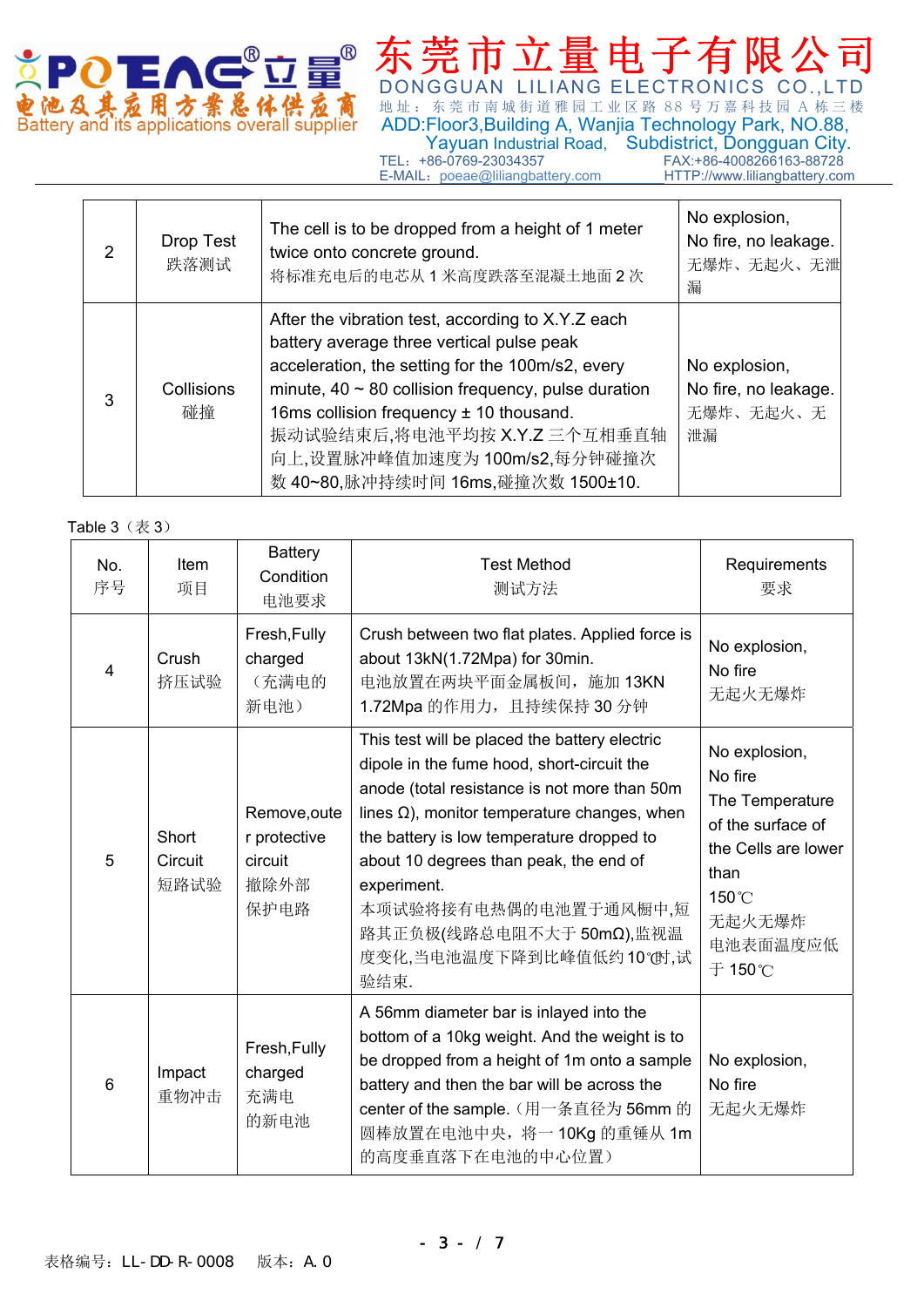| | | | |
|---|---|---|---|
| 2 | Drop Test<br>跌落测试 | The cell is to be dropped from a height of 1 meter twice onto concrete ground.<br>将标准充电后的电芯从 1 米高度跌落至混凝土地面 2 次 | No explosion,<br>No fire, no leakage.<br>无爆炸、无起火、无泄漏 |
| 3 | Collisions<br>碰撞 | After the vibration test, according to X.Y.Z each battery average three vertical pulse peak acceleration, the setting for the 100m/s2, every minute, 40 ~ 80 collision frequency, pulse duration 16ms collision frequency ± 10 thousand.<br>振动试验结束后,将电池平均按 X.Y.Z 三个互相垂直轴向上,设置脉冲峰值加速度为 100m/s2,每分钟碰撞次数 40~80,脉冲持续时间 16ms,碰撞次数 1500±10. | No explosion,<br>No fire, no leakage.<br>无爆炸、无起火、无泄漏 |

Table 3（表 3）

| No.<br>序号 | Item<br>项目 | Battery Condition<br>电池要求 | Test Method<br>测试方法 | Requirements<br>要求 |
|---|---|---|---|---|
| 4 | Crush<br>挤压试验 | Fresh,Fully charged<br>（充满电的新电池） | Crush between two flat plates. Applied force is about 13kN(1.72Mpa) for 30min.<br>电池放置在两块平面金属板间，施加 13KN 1.72Mpa 的作用力，且持续保持 30 分钟 | No explosion,<br>No fire<br>无起火无爆炸 |
| 5 | Short Circuit<br>短路试验 | Remove,outer protective circuit<br>撤除外部保护电路 | This test will be placed the battery electric dipole in the fume hood, short-circuit the anode (total resistance is not more than 50m lines Ω), monitor temperature changes, when the battery is low temperature dropped to about 10 degrees than peak, the end of experiment.<br>本项试验将接有电热偶的电池置于通风橱中,短路其正负极(线路总电阻不大于 50mΩ),监视温度变化,当电池温度下降到比峰值低约 10℃时,试验结束. | No explosion,<br>No fire<br>The Temperature of the surface of the Cells are lower than 150℃<br>无起火无爆炸<br>电池表面温度应低于 150℃ |
| 6 | Impact<br>重物冲击 | Fresh,Fully charged<br>充满电的新电池 | A 56mm diameter bar is inlayed into the bottom of a 10kg weight. And the weight is to be dropped from a height of 1m onto a sample battery and then the bar will be across the center of the sample.（用一条直径为 56mm 的圆棒放置在电池中央，将一 10Kg 的重锤从 1m 的高度垂直落下在电池的中心位置） | No explosion,<br>No fire<br>无起火无爆炸 |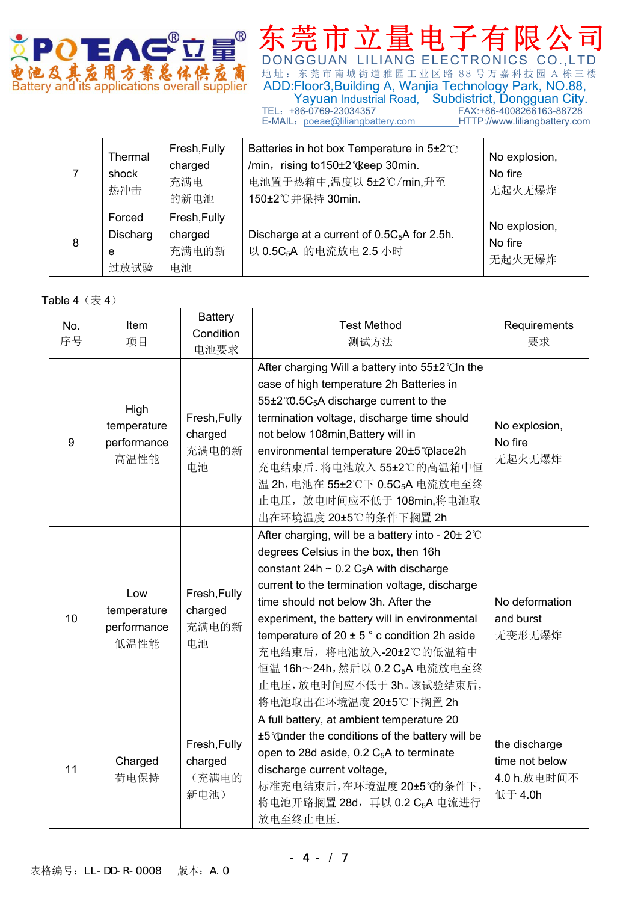| 7 | Thermal shock 热冲击 | Fresh,Fully charged 充满电的新电池 | Batteries in hot box Temperature in 5±2℃ /min，rising to150±2℃keep 30min. 电池置于热箱中,温度以 5±2℃/min,升至150±2℃并保持 30min. | No explosion, No fire 无起火无爆炸 |
|---|---|---|---|---|
| 8 | Forced Discharge 过放试验 | Fresh,Fully charged 充满电的新电池 | Discharge at a current of $0.5C_5A$ for 2.5h. 以 $0.5C_5A$ 的电流放电 2.5 小时 | No explosion, No fire 无起火无爆炸 |

Table 4（表 4）

| No. 序号 | Item 项目 | Battery Condition 电池要求 | Test Method 测试方法 | Requirements 要求 |
|---|---|---|---|---|
| 9 | High temperature performance 高温性能 | Fresh,Fully charged 充满电的新电池 | After charging Will a battery into 55±2℃In the case of high temperature 2h Batteries in 55±2℃$0.5C_5A$ discharge current to the termination voltage, discharge time should not below 108min,Battery will in environmental temperature 20±5℃place2h 充电结束后.将电池放入 55±2℃的高温箱中恒温 2h，电池在 55±2℃下 $0.5C_5A$ 电流放电至终止电压，放电时间应不低于 108min,将电池取出在环境温度 20±5℃的条件下搁置 2h | No explosion, No fire 无起火无爆炸 |
| 10 | Low temperature performance 低温性能 | Fresh,Fully charged 充满电的新电池 | After charging, will be a battery into - 20± 2℃ degrees Celsius in the box, then 16h constant 24h ~ 0.2 $C_5A$ with discharge current to the termination voltage, discharge time should not below 3h. After the experiment, the battery will in environmental temperature of 20 ± 5 ° c condition 2h aside 充电结束后，将电池放入-20±2℃的低温箱中恒温 16h～24h，然后以 0.2 $C_5A$ 电流放电至终止电压，放电时间应不低于 3h。该试验结束后，将电池取出在环境温度 20±5℃下搁置 2h | No deformation and burst 无变形无爆炸 |
| 11 | Charged 荷电保持 | Fresh,Fully charged（充满电的新电池） | A full battery, at ambient temperature 20 ±5℃under the conditions of the battery will be open to 28d aside, 0.2 $C_5A$ to terminate discharge current voltage, 标准充电结束后，在环境温度 20±5℃的条件下，将电池开路搁置 28d，再以 0.2 $C_5A$ 电流进行放电至终止电压. | the discharge time not below 4.0 h.放电时间不低于 4.0h |

表格编号：LL-DD-R-0008　　版本：A.0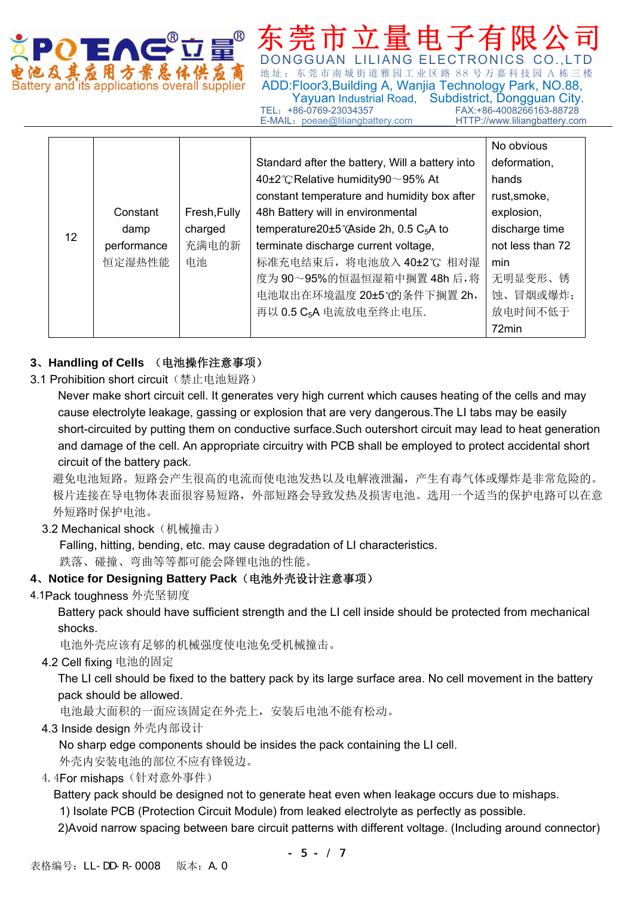| 12 | Constant damp performance 恒定湿热性能 | Fresh,Fully charged 充满电的新电池 | Standard after the battery, Will a battery into 40±2℃Relative humidity90～95% At constant temperature and humidity box after 48h Battery will in environmental temperature20±5℃Aside 2h, 0.5 $C_5A$ to terminate discharge current voltage, 标准充电结束后，将电池放入 40±2℃ 相对湿度为 90～95%的恒温恒湿箱中搁置 48h 后，将电池取出在环境温度 20±5℃的条件下搁置 2h，再以 0.5 $C_5A$ 电流放电至终止电压. | No obvious deformation, hands rust,smoke, explosion, discharge time not less than 72 min 无明显变形、锈蚀、冒烟或爆炸；放电时间不低于72min |
|---|---|---|---|---|

## 3、Handling of Cells （电池操作注意事项）

3.1 Prohibition short circuit（禁止电池短路）

Never make short circuit cell. It generates very high current which causes heating of the cells and may cause electrolyte leakage, gassing or explosion that are very dangerous.The LI tabs may be easily short-circuited by putting them on conductive surface.Such outershort circuit may lead to heat generation and damage of the cell. An appropriate circuitry with PCB shall be employed to protect accidental short circuit of the battery pack.

避免电池短路。短路会产生很高的电流而使电池发热以及电解液泄漏，产生有毒气体或爆炸是非常危险的。极片连接在导电物体表面很容易短路，外部短路会导致发热及损害电池。选用一个适当的保护电路可以在意外短路时保护电池。

3.2 Mechanical shock（机械撞击）

Falling, hitting, bending, etc. may cause degradation of LI characteristics.

跌落、碰撞、弯曲等等都可能会降锂电池的性能。

## 4、Notice for Designing Battery Pack（电池外壳设计注意事项）

4.1Pack toughness 外壳坚韧度

Battery pack should have sufficient strength and the LI cell inside should be protected from mechanical shocks.

电池外壳应该有足够的机械强度使电池免受机械撞击。

4.2 Cell fixing 电池的固定

The LI cell should be fixed to the battery pack by its large surface area. No cell movement in the battery pack should be allowed.

电池最大面积的一面应该固定在外壳上，安装后电池不能有松动。

4.3 Inside design 外壳内部设计

No sharp edge components should be insides the pack containing the LI cell.

外壳内安装电池的部位不应有锋锐边。

4. 4For mishaps（针对意外事件）

Battery pack should be designed not to generate heat even when leakage occurs due to mishaps.

1) Isolate PCB (Protection Circuit Module) from leaked electrolyte as perfectly as possible.

2)Avoid narrow spacing between bare circuit patterns with different voltage. (Including around connector)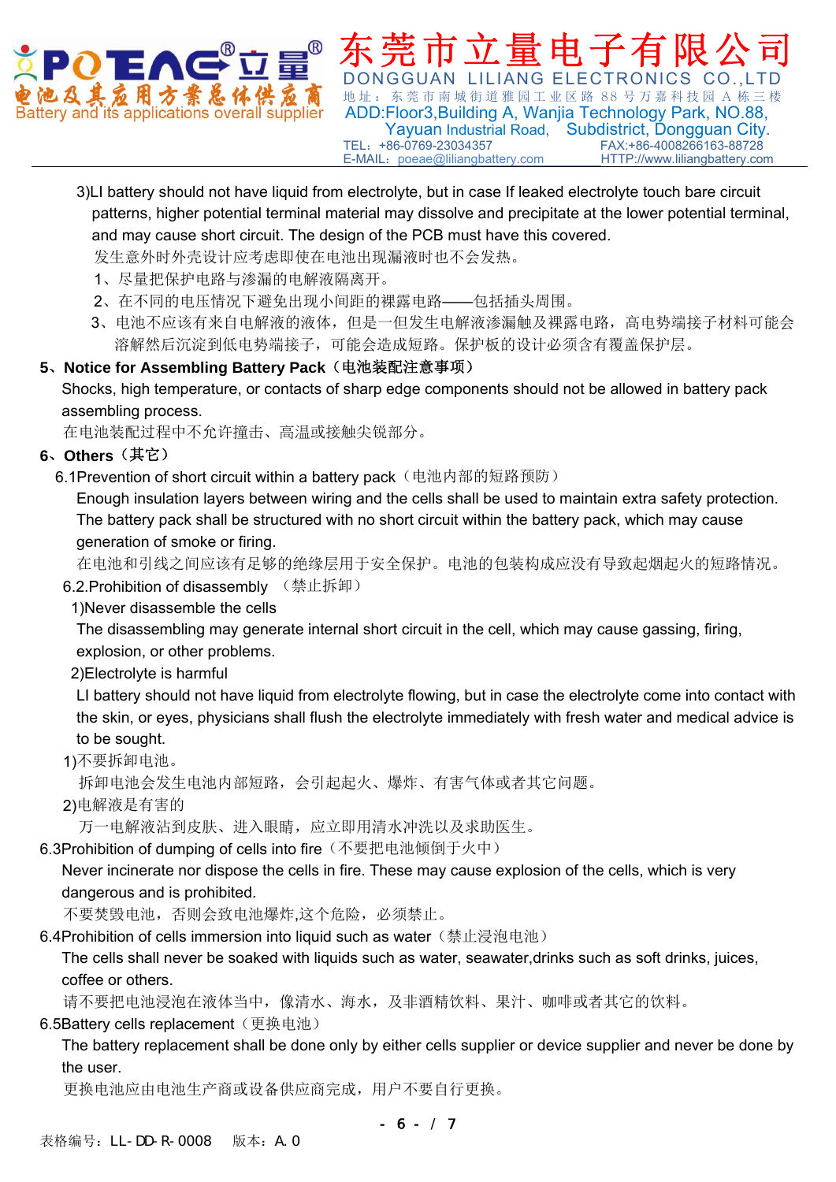3)LI battery should not have liquid from electrolyte, but in case If leaked electrolyte touch bare circuit patterns, higher potential terminal material may dissolve and precipitate at the lower potential terminal, and may cause short circuit. The design of the PCB must have this covered.

发生意外时外壳设计应考虑即使在电池出现漏液时也不会发热。

1、尽量把保护电路与渗漏的电解液隔离开。

2、在不同的电压情况下避免出现小间距的裸露电路——包括插头周围。

3、电池不应该有来自电解液的液体，但是一但发生电解液渗漏触及裸露电路，高电势端接子材料可能会溶解然后沉淀到低电势端接子，可能会造成短路。保护板的设计必须含有覆盖保护层。

## 5、Notice for Assembling Battery Pack（电池装配注意事项）

Shocks, high temperature, or contacts of sharp edge components should not be allowed in battery pack assembling process.

在电池装配过程中不允许撞击、高温或接触尖锐部分。

## 6、Others（其它）

### 6.1Prevention of short circuit within a battery pack（电池内部的短路预防）

Enough insulation layers between wiring and the cells shall be used to maintain extra safety protection. The battery pack shall be structured with no short circuit within the battery pack, which may cause generation of smoke or firing.

在电池和引线之间应该有足够的绝缘层用于安全保护。电池的包装构成应没有导致起烟起火的短路情况。

### 6.2.Prohibition of disassembly （禁止拆卸）

1)Never disassemble the cells

The disassembling may generate internal short circuit in the cell, which may cause gassing, firing, explosion, or other problems.

2)Electrolyte is harmful

LI battery should not have liquid from electrolyte flowing, but in case the electrolyte come into contact with the skin, or eyes, physicians shall flush the electrolyte immediately with fresh water and medical advice is to be sought.

1)不要拆卸电池。

拆卸电池会发生电池内部短路，会引起起火、爆炸、有害气体或者其它问题。

2)电解液是有害的

万一电解液沾到皮肤、进入眼睛，应立即用清水冲洗以及求助医生。

### 6.3Prohibition of dumping of cells into fire（不要把电池倾倒于火中）

Never incinerate nor dispose the cells in fire. These may cause explosion of the cells, which is very dangerous and is prohibited.

不要焚毁电池，否则会致电池爆炸,这个危险，必须禁止。

### 6.4Prohibition of cells immersion into liquid such as water（禁止浸泡电池）

The cells shall never be soaked with liquids such as water, seawater,drinks such as soft drinks, juices, coffee or others.

请不要把电池浸泡在液体当中，像清水、海水，及非酒精饮料、果汁、咖啡或者其它的饮料。

### 6.5Battery cells replacement（更换电池）

The battery replacement shall be done only by either cells supplier or device supplier and never be done by the user.

更换电池应由电池生产商或设备供应商完成，用户不要自行更换。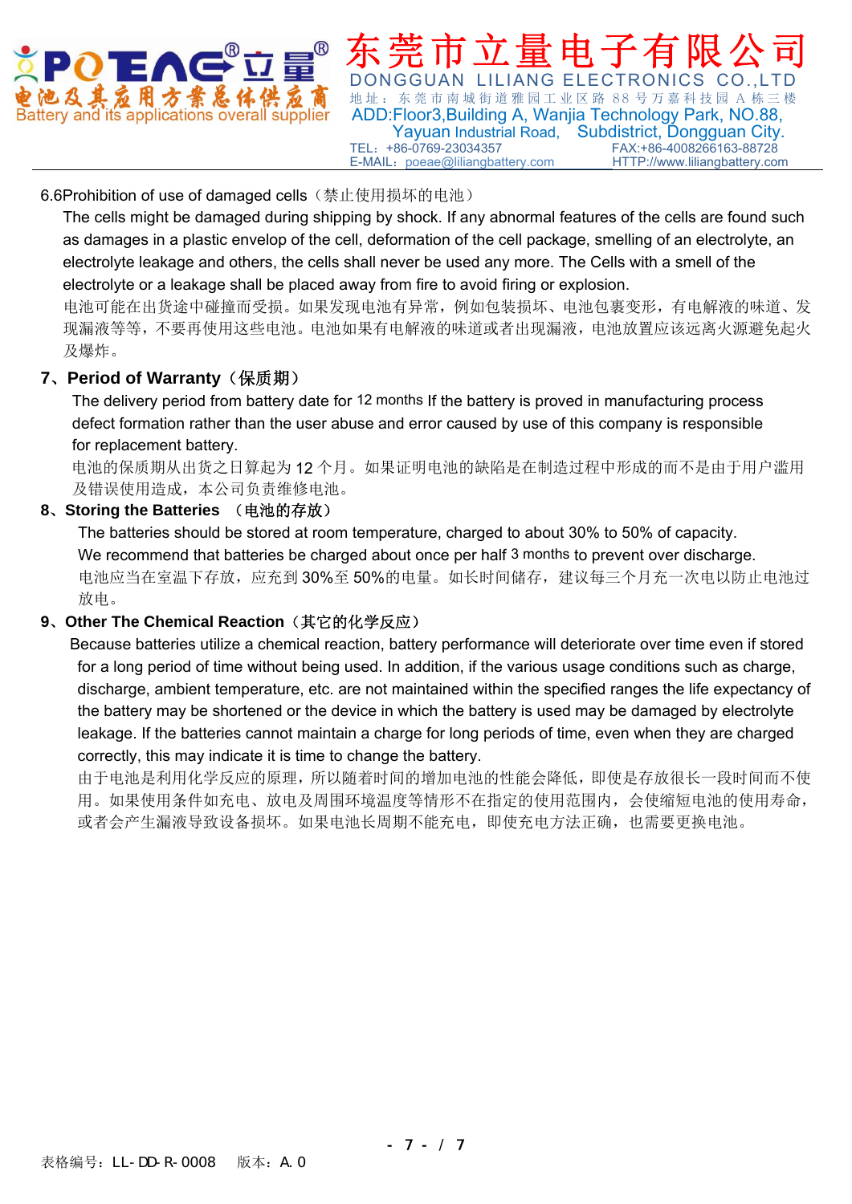6.6Prohibition of use of damaged cells（禁止使用损坏的电池）

The cells might be damaged during shipping by shock. If any abnormal features of the cells are found such as damages in a plastic envelop of the cell, deformation of the cell package, smelling of an electrolyte, an electrolyte leakage and others, the cells shall never be used any more. The Cells with a smell of the electrolyte or a leakage shall be placed away from fire to avoid firing or explosion.

电池可能在出货途中碰撞而受损。如果发现电池有异常，例如包装损坏、电池包裹变形，有电解液的味道、发现漏液等等，不要再使用这些电池。电池如果有电解液的味道或者出现漏液，电池放置应该远离火源避免起火及爆炸。

## 7、Period of Warranty（保质期）

The delivery period from battery date for 12 months If the battery is proved in manufacturing process defect formation rather than the user abuse and error caused by use of this company is responsible for replacement battery.

电池的保质期从出货之日算起为 12 个月。如果证明电池的缺陷是在制造过程中形成的而不是由于用户滥用及错误使用造成，本公司负责维修电池。

## 8、Storing the Batteries （电池的存放）

The batteries should be stored at room temperature, charged to about 30% to 50% of capacity.
We recommend that batteries be charged about once per half 3 months to prevent over discharge.

电池应当在室温下存放，应充到 30%至 50%的电量。如长时间储存，建议每三个月充一次电以防止电池过放电。

## 9、Other The Chemical Reaction（其它的化学反应）

Because batteries utilize a chemical reaction, battery performance will deteriorate over time even if stored for a long period of time without being used. In addition, if the various usage conditions such as charge, discharge, ambient temperature, etc. are not maintained within the specified ranges the life expectancy of the battery may be shortened or the device in which the battery is used may be damaged by electrolyte leakage. If the batteries cannot maintain a charge for long periods of time, even when they are charged correctly, this may indicate it is time to change the battery.

由于电池是利用化学反应的原理，所以随着时间的增加电池的性能会降低，即使是存放很长一段时间而不使用。如果使用条件如充电、放电及周围环境温度等情形不在指定的使用范围内，会使缩短电池的使用寿命，或者会产生漏液导致设备损坏。如果电池长周期不能充电，即使充电方法正确，也需要更换电池。